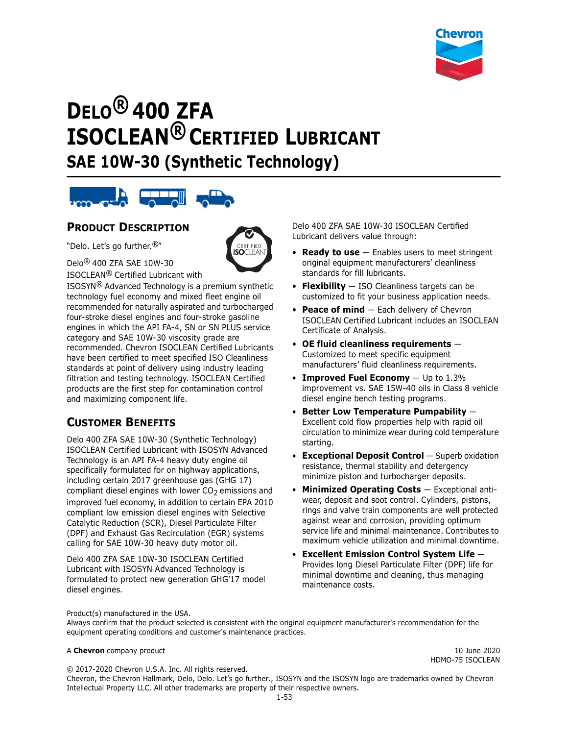# DELO® 400 ZFA ISOCLEAN® CERTIFIED LUBRICANT

## SAE 10W-30 (Synthetic Technology)

### PRODUCT DESCRIPTION

"Delo. Let's go further.®"

Delo® 400 ZFA SAE 10W-30 ISOCLEAN® Certified Lubricant with ISOSYN® Advanced Technology is a premium synthetic technology fuel economy and mixed fleet engine oil recommended for naturally aspirated and turbocharged four-stroke diesel engines and four-stroke gasoline engines in which the API FA-4, SN or SN PLUS service category and SAE 10W-30 viscosity grade are recommended. Chevron ISOCLEAN Certified Lubricants have been certified to meet specified ISO Cleanliness standards at point of delivery using industry leading filtration and testing technology. ISOCLEAN Certified products are the first step for contamination control and maximizing component life.

### CUSTOMER BENEFITS

Delo 400 ZFA SAE 10W-30 (Synthetic Technology) ISOCLEAN Certified Lubricant with ISOSYN Advanced Technology is an API FA-4 heavy duty engine oil specifically formulated for on highway applications, including certain 2017 greenhouse gas (GHG 17) compliant diesel engines with lower $CO_2$ emissions and improved fuel economy, in addition to certain EPA 2010 compliant low emission diesel engines with Selective Catalytic Reduction (SCR), Diesel Particulate Filter (DPF) and Exhaust Gas Recirculation (EGR) systems calling for SAE 10W-30 heavy duty motor oil.

Delo 400 ZFA SAE 10W-30 ISOCLEAN Certified Lubricant with ISOSYN Advanced Technology is formulated to protect new generation GHG'17 model diesel engines.

Delo 400 ZFA SAE 10W-30 ISOCLEAN Certified Lubricant delivers value through:

- **Ready to use** — Enables users to meet stringent original equipment manufacturers' cleanliness standards for fill lubricants.
- **Flexibility** — ISO Cleanliness targets can be customized to fit your business application needs.
- **Peace of mind** — Each delivery of Chevron ISOCLEAN Certified Lubricant includes an ISOCLEAN Certificate of Analysis.
- **OE fluid cleanliness requirements** — Customized to meet specific equipment manufacturers' fluid cleanliness requirements.
- **Improved Fuel Economy** — Up to 1.3% improvement vs. SAE 15W-40 oils in Class 8 vehicle diesel engine bench testing programs.
- **Better Low Temperature Pumpability** — Excellent cold flow properties help with rapid oil circulation to minimize wear during cold temperature starting.
- **Exceptional Deposit Control** — Superb oxidation resistance, thermal stability and detergency minimize piston and turbocharger deposits.
- **Minimized Operating Costs** — Exceptional anti-wear, deposit and soot control. Cylinders, pistons, rings and valve train components are well protected against wear and corrosion, providing optimum service life and minimal maintenance. Contributes to maximum vehicle utilization and minimal downtime.
- **Excellent Emission Control System Life** — Provides long Diesel Particulate Filter (DPF) life for minimal downtime and cleaning, thus managing maintenance costs.

Product(s) manufactured in the USA.
Always confirm that the product selected is consistent with the original equipment manufacturer's recommendation for the equipment operating conditions and customer's maintenance practices.

A **Chevron** company product

10 June 2020
HDMO-75 ISOCLEAN

© 2017-2020 Chevron U.S.A. Inc. All rights reserved.
Chevron, the Chevron Hallmark, Delo, Delo. Let's go further., ISOSYN and the ISOSYN logo are trademarks owned by Chevron Intellectual Property LLC. All other trademarks are property of their respective owners.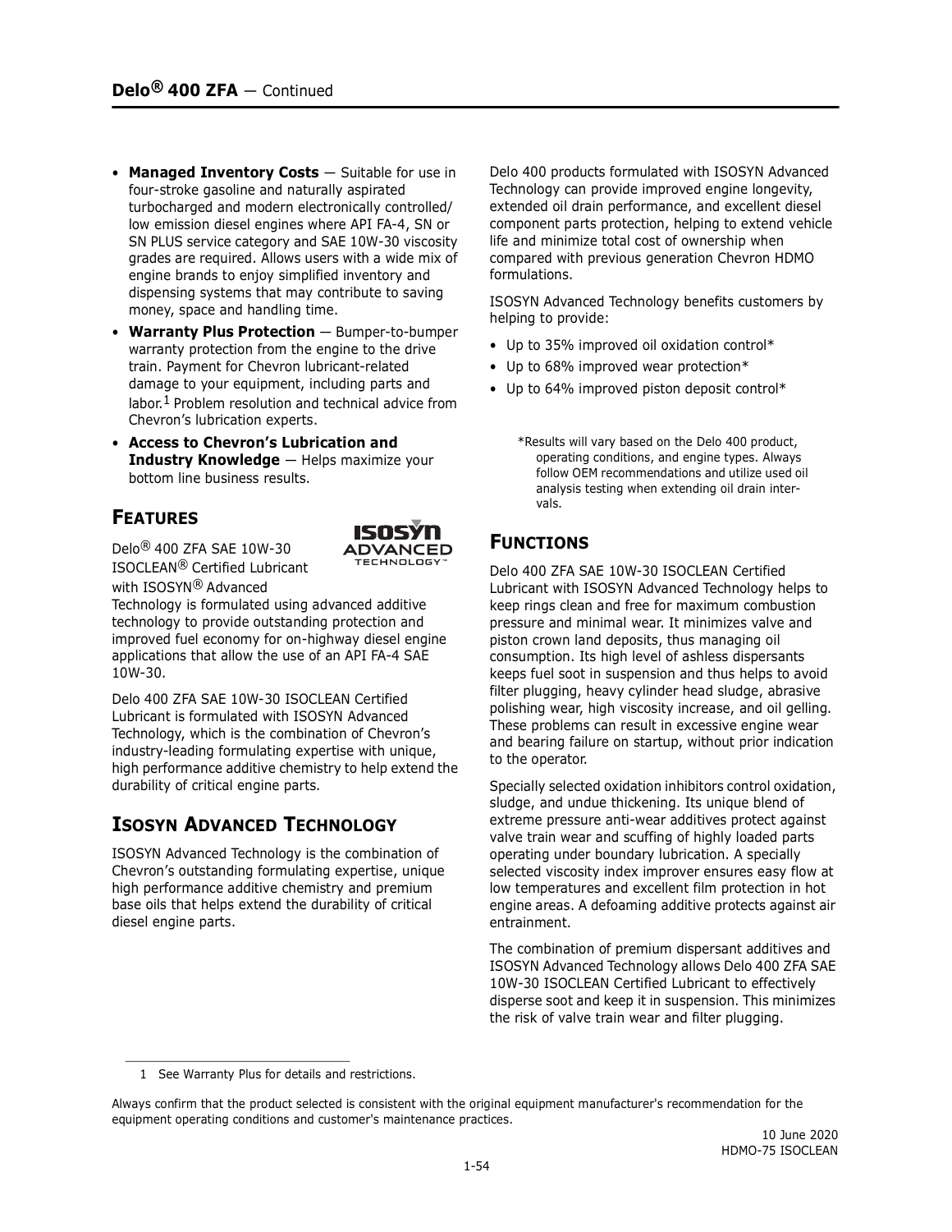- **Managed Inventory Costs** — Suitable for use in four-stroke gasoline and naturally aspirated turbocharged and modern electronically controlled/ low emission diesel engines where API FA-4, SN or SN PLUS service category and SAE 10W-30 viscosity grades are required. Allows users with a wide mix of engine brands to enjoy simplified inventory and dispensing systems that may contribute to saving money, space and handling time.
- **Warranty Plus Protection** — Bumper-to-bumper warranty protection from the engine to the drive train. Payment for Chevron lubricant-related damage to your equipment, including parts and labor.[1] Problem resolution and technical advice from Chevron's lubrication experts.
- **Access to Chevron's Lubrication and Industry Knowledge** — Helps maximize your bottom line business results.

## FEATURES

Delo® 400 ZFA SAE 10W-30 ISOCLEAN® Certified Lubricant with ISOSYN® Advanced Technology is formulated using advanced additive technology to provide outstanding protection and improved fuel economy for on-highway diesel engine applications that allow the use of an API FA-4 SAE 10W-30.

Delo 400 ZFA SAE 10W-30 ISOCLEAN Certified Lubricant is formulated with ISOSYN Advanced Technology, which is the combination of Chevron's industry-leading formulating expertise with unique, high performance additive chemistry to help extend the durability of critical engine parts.

## ISOSYN ADVANCED TECHNOLOGY

ISOSYN Advanced Technology is the combination of Chevron's outstanding formulating expertise, unique high performance additive chemistry and premium base oils that helps extend the durability of critical diesel engine parts.

Delo 400 products formulated with ISOSYN Advanced Technology can provide improved engine longevity, extended oil drain performance, and excellent diesel component parts protection, helping to extend vehicle life and minimize total cost of ownership when compared with previous generation Chevron HDMO formulations.

ISOSYN Advanced Technology benefits customers by helping to provide:

- Up to 35% improved oil oxidation control*
- Up to 68% improved wear protection*
- Up to 64% improved piston deposit control*

*Results will vary based on the Delo 400 product, operating conditions, and engine types. Always follow OEM recommendations and utilize used oil analysis testing when extending oil drain intervals.

## FUNCTIONS

Delo 400 ZFA SAE 10W-30 ISOCLEAN Certified Lubricant with ISOSYN Advanced Technology helps to keep rings clean and free for maximum combustion pressure and minimal wear. It minimizes valve and piston crown land deposits, thus managing oil consumption. Its high level of ashless dispersants keeps fuel soot in suspension and thus helps to avoid filter plugging, heavy cylinder head sludge, abrasive polishing wear, high viscosity increase, and oil gelling. These problems can result in excessive engine wear and bearing failure on startup, without prior indication to the operator.

Specially selected oxidation inhibitors control oxidation, sludge, and undue thickening. Its unique blend of extreme pressure anti-wear additives protect against valve train wear and scuffing of highly loaded parts operating under boundary lubrication. A specially selected viscosity index improver ensures easy flow at low temperatures and excellent film protection in hot engine areas. A defoaming additive protects against air entrainment.

The combination of premium dispersant additives and ISOSYN Advanced Technology allows Delo 400 ZFA SAE 10W-30 ISOCLEAN Certified Lubricant to effectively disperse soot and keep it in suspension. This minimizes the risk of valve train wear and filter plugging.

[1] See Warranty Plus for details and restrictions.

Always confirm that the product selected is consistent with the original equipment manufacturer's recommendation for the equipment operating conditions and customer's maintenance practices.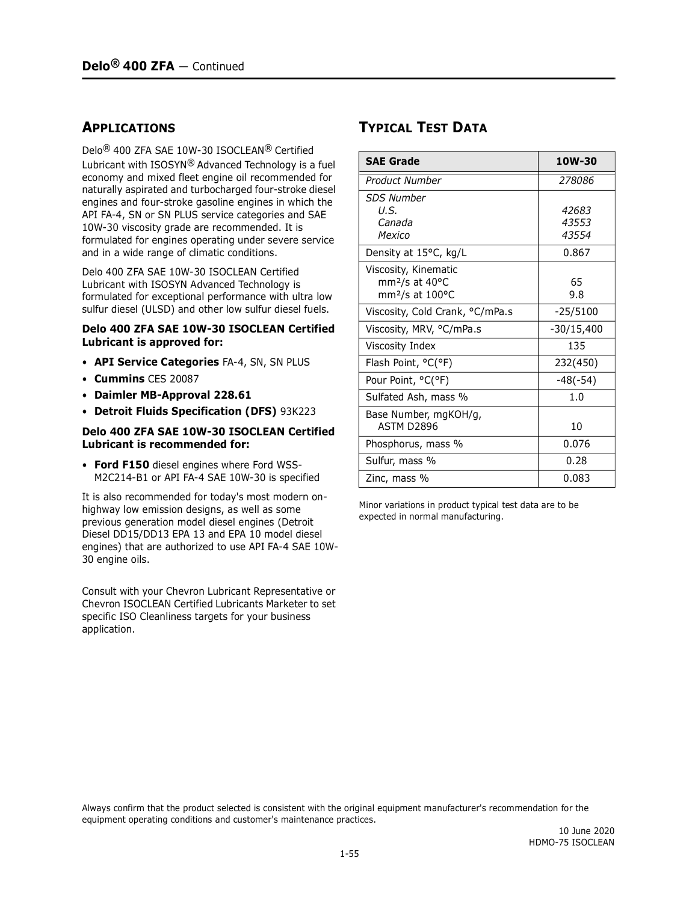## APPLICATIONS

Delo® 400 ZFA SAE 10W-30 ISOCLEAN® Certified Lubricant with ISOSYN® Advanced Technology is a fuel economy and mixed fleet engine oil recommended for naturally aspirated and turbocharged four-stroke diesel engines and four-stroke gasoline engines in which the API FA-4, SN or SN PLUS service categories and SAE 10W-30 viscosity grade are recommended. It is formulated for engines operating under severe service and in a wide range of climatic conditions.

Delo 400 ZFA SAE 10W-30 ISOCLEAN Certified Lubricant with ISOSYN Advanced Technology is formulated for exceptional performance with ultra low sulfur diesel (ULSD) and other low sulfur diesel fuels.

**Delo 400 ZFA SAE 10W-30 ISOCLEAN Certified Lubricant is approved for:**

- **API Service Categories** FA-4, SN, SN PLUS
- **Cummins** CES 20087
- **Daimler MB-Approval 228.61**
- **Detroit Fluids Specification (DFS)** 93K223

**Delo 400 ZFA SAE 10W-30 ISOCLEAN Certified Lubricant is recommended for:**

- **Ford F150** diesel engines where Ford WSS-M2C214-B1 or API FA-4 SAE 10W-30 is specified

It is also recommended for today's most modern on-highway low emission designs, as well as some previous generation model diesel engines (Detroit Diesel DD15/DD13 EPA 13 and EPA 10 model diesel engines) that are authorized to use API FA-4 SAE 10W-30 engine oils.

Consult with your Chevron Lubricant Representative or Chevron ISOCLEAN Certified Lubricants Marketer to set specific ISO Cleanliness targets for your business application.

## TYPICAL TEST DATA

| SAE Grade | 10W-30 |
|---|---|
| *Product Number* | *278086* |
| *SDS Number*<br>*U.S.*<br>*Canada*<br>*Mexico* | <br>*42683*<br>*43553*<br>*43554* |
| Density at 15°C, kg/L | 0.867 |
| Viscosity, Kinematic<br>mm²/s at 40°C<br>mm²/s at 100°C | <br>65<br>9.8 |
| Viscosity, Cold Crank, °C/mPa.s | -25/5100 |
| Viscosity, MRV, °C/mPa.s | -30/15,400 |
| Viscosity Index | 135 |
| Flash Point, °C(°F) | 232(450) |
| Pour Point, °C(°F) | -48(-54) |
| Sulfated Ash, mass % | 1.0 |
| Base Number, mgKOH/g,<br>ASTM D2896 | <br>10 |
| Phosphorus, mass % | 0.076 |
| Sulfur, mass % | 0.28 |
| Zinc, mass % | 0.083 |

Minor variations in product typical test data are to be expected in normal manufacturing.

Always confirm that the product selected is consistent with the original equipment manufacturer's recommendation for the equipment operating conditions and customer's maintenance practices.

10 June 2020
HDMO-75 ISOCLEAN